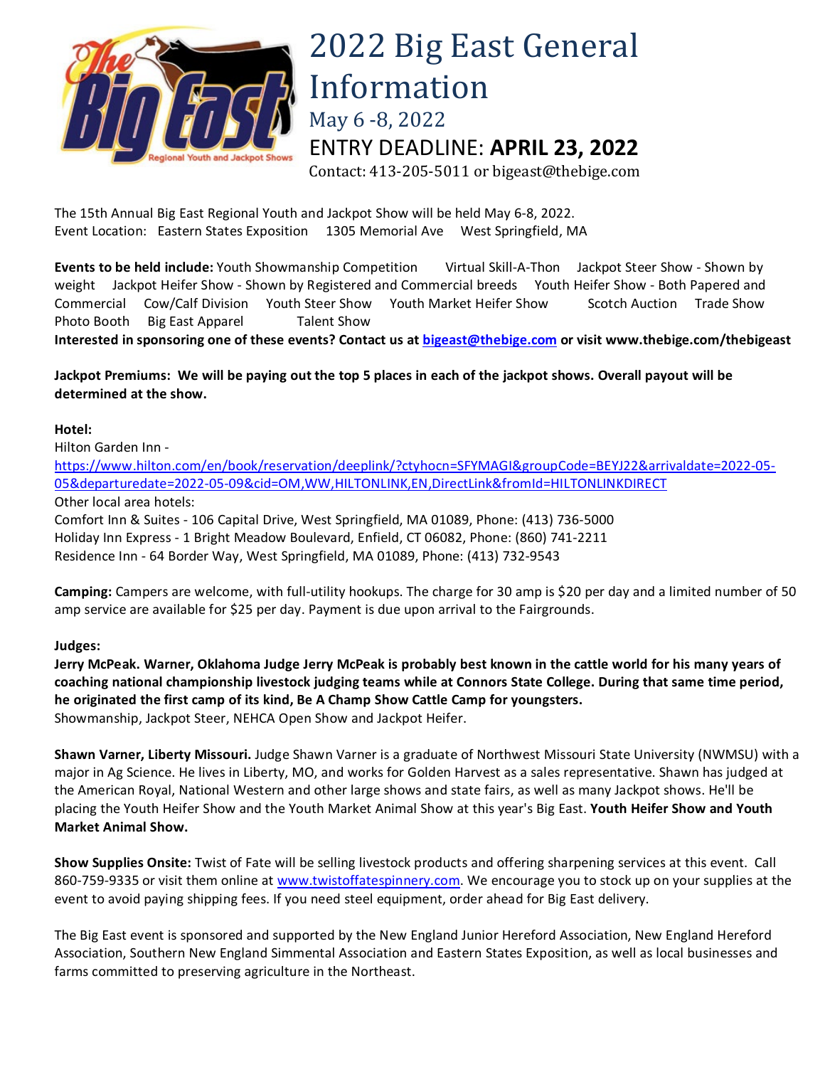# 2022 Big East General Information

May 6 -8, 2022

ENTRY DEADLINE: **APRIL 23, 2022**

Contact: 413-205-5011 or bigeast@thebige.com

The 15th Annual Big East Regional Youth and Jackpot Show will be held May 6-8, 2022.
Event Location: Eastern States Exposition 1305 Memorial Ave West Springfield, MA

**Events to be held include:** Youth Showmanship Competition Virtual Skill-A-Thon Jackpot Steer Show - Shown by weight Jackpot Heifer Show - Shown by Registered and Commercial breeds Youth Heifer Show - Both Papered and Commercial Cow/Calf Division Youth Steer Show Youth Market Heifer Show Scotch Auction Trade Show Photo Booth Big East Apparel Talent Show

**Interested in sponsoring one of these events? Contact us at [bigeast@thebige.com](mailto:bigeast@thebige.com) or visit www.thebige.com/thebigeast**

**Jackpot Premiums: We will be paying out the top 5 places in each of the jackpot shows. Overall payout will be determined at the show.**

**Hotel:**

Hilton Garden Inn -
[https://www.hilton.com/en/book/reservation/deeplink/?ctyhocn=SFYMAGI&groupCode=BEYJ22&arrivaldate=2022-05-05&departuredate=2022-05-09&cid=OM,WW,HILTONLINK,EN,DirectLink&fromId=HILTONLINKDIRECT](https://www.hilton.com/en/book/reservation/deeplink/?ctyhocn=SFYMAGI&groupCode=BEYJ22&arrivaldate=2022-05-05&departuredate=2022-05-09&cid=OM,WW,HILTONLINK,EN,DirectLink&fromId=HILTONLINKDIRECT)

Other local area hotels:

Comfort Inn & Suites - 106 Capital Drive, West Springfield, MA 01089, Phone: (413) 736-5000
Holiday Inn Express - 1 Bright Meadow Boulevard, Enfield, CT 06082, Phone: (860) 741-2211
Residence Inn - 64 Border Way, West Springfield, MA 01089, Phone: (413) 732-9543

**Camping:** Campers are welcome, with full-utility hookups. The charge for 30 amp is $20 per day and a limited number of 50 amp service are available for $25 per day. Payment is due upon arrival to the Fairgrounds.

**Judges:**

**Jerry McPeak. Warner, Oklahoma Judge Jerry McPeak is probably best known in the cattle world for his many years of coaching national championship livestock judging teams while at Connors State College. During that same time period, he originated the first camp of its kind, Be A Champ Show Cattle Camp for youngsters.**
Showmanship, Jackpot Steer, NEHCA Open Show and Jackpot Heifer.

**Shawn Varner, Liberty Missouri.** Judge Shawn Varner is a graduate of Northwest Missouri State University (NWMSU) with a major in Ag Science. He lives in Liberty, MO, and works for Golden Harvest as a sales representative. Shawn has judged at the American Royal, National Western and other large shows and state fairs, as well as many Jackpot shows. He'll be placing the Youth Heifer Show and the Youth Market Animal Show at this year's Big East. **Youth Heifer Show and Youth Market Animal Show.**

**Show Supplies Onsite:** Twist of Fate will be selling livestock products and offering sharpening services at this event. Call 860-759-9335 or visit them online at [www.twistoffatespinnery.com](http://www.twistoffatespinnery.com). We encourage you to stock up on your supplies at the event to avoid paying shipping fees. If you need steel equipment, order ahead for Big East delivery.

The Big East event is sponsored and supported by the New England Junior Hereford Association, New England Hereford Association, Southern New England Simmental Association and Eastern States Exposition, as well as local businesses and farms committed to preserving agriculture in the Northeast.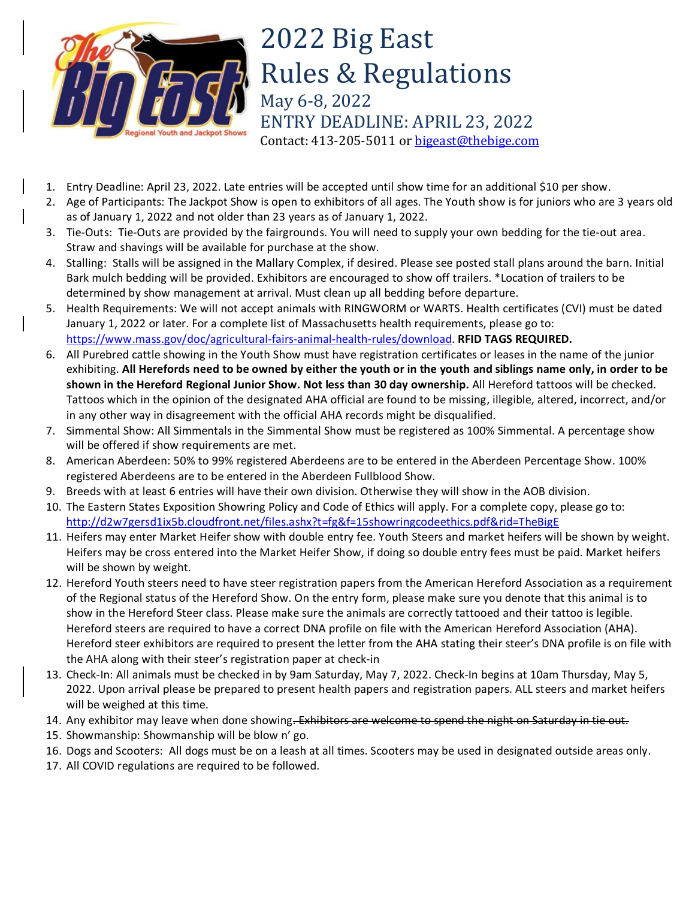# 2022 Big East Rules & Regulations

May 6-8, 2022

ENTRY DEADLINE: APRIL 23, 2022

Contact: 413-205-5011 or bigeast@thebige.com

1. Entry Deadline: April 23, 2022. Late entries will be accepted until show time for an additional $10 per show.
2. Age of Participants: The Jackpot Show is open to exhibitors of all ages. The Youth show is for juniors who are 3 years old as of January 1, 2022 and not older than 23 years as of January 1, 2022.
3. Tie-Outs: Tie-Outs are provided by the fairgrounds. You will need to supply your own bedding for the tie-out area. Straw and shavings will be available for purchase at the show.
4. Stalling: Stalls will be assigned in the Mallary Complex, if desired. Please see posted stall plans around the barn. Initial Bark mulch bedding will be provided. Exhibitors are encouraged to show off trailers. *Location of trailers to be determined by show management at arrival. Must clean up all bedding before departure.
5. Health Requirements: We will not accept animals with RINGWORM or WARTS. Health certificates (CVI) must be dated January 1, 2022 or later. For a complete list of Massachusetts health requirements, please go to: https://www.mass.gov/doc/agricultural-fairs-animal-health-rules/download. **RFID TAGS REQUIRED.**
6. All Purebred cattle showing in the Youth Show must have registration certificates or leases in the name of the junior exhibiting. **All Herefords need to be owned by either the youth or in the youth and siblings name only, in order to be shown in the Hereford Regional Junior Show. Not less than 30 day ownership.** All Hereford tattoos will be checked. Tattoos which in the opinion of the designated AHA official are found to be missing, illegible, altered, incorrect, and/or in any other way in disagreement with the official AHA records might be disqualified.
7. Simmental Show: All Simmentals in the Simmental Show must be registered as 100% Simmental. A percentage show will be offered if show requirements are met.
8. American Aberdeen: 50% to 99% registered Aberdeens are to be entered in the Aberdeen Percentage Show. 100% registered Aberdeens are to be entered in the Aberdeen Fullblood Show.
9. Breeds with at least 6 entries will have their own division. Otherwise they will show in the AOB division.
10. The Eastern States Exposition Showring Policy and Code of Ethics will apply. For a complete copy, please go to: http://d2w7gersd1ix5b.cloudfront.net/files.ashx?t=fg&f=15showringcodeethics.pdf&rid=TheBigE
11. Heifers may enter Market Heifer show with double entry fee. Youth Steers and market heifers will be shown by weight. Heifers may be cross entered into the Market Heifer Show, if doing so double entry fees must be paid. Market heifers will be shown by weight.
12. Hereford Youth steers need to have steer registration papers from the American Hereford Association as a requirement of the Regional status of the Hereford Show. On the entry form, please make sure you denote that this animal is to show in the Hereford Steer class. Please make sure the animals are correctly tattooed and their tattoo is legible. Hereford steers are required to have a correct DNA profile on file with the American Hereford Association (AHA). Hereford steer exhibitors are required to present the letter from the AHA stating their steer's DNA profile is on file with the AHA along with their steer's registration paper at check-in
13. Check-In: All animals must be checked in by 9am Saturday, May 7, 2022. Check-In begins at 10am Thursday, May 5, 2022. Upon arrival please be prepared to present health papers and registration papers. ALL steers and market heifers will be weighed at this time.
14. Any exhibitor may leave when done showing~~. Exhibitors are welcome to spend the night on Saturday in tie out.~~
15. Showmanship: Showmanship will be blow n' go.
16. Dogs and Scooters: All dogs must be on a leash at all times. Scooters may be used in designated outside areas only.
17. All COVID regulations are required to be followed.